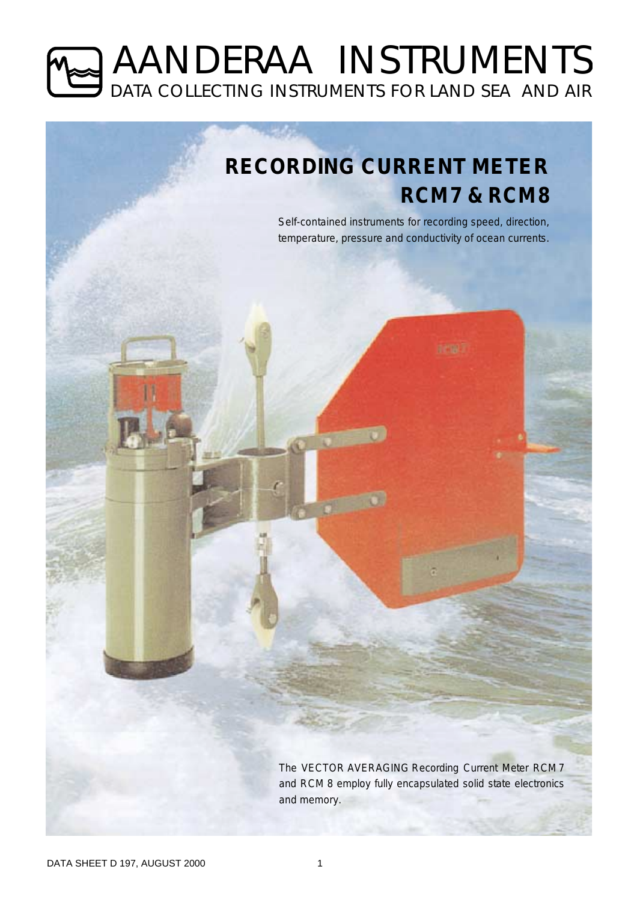# AANDERAA INSTRUMENTS

DATA COLLECTING INSTRUMENTS FOR LAND SEA AND AIR

## RECORDING CURRENT METER

## RCM7 & RCM8

Self-contained instruments for recording speed, direction, temperature, pressure and conductivity of ocean currents.

The VECTOR AVERAGING Recording Current Meter RCM 7 and RCM 8 employ fully encapsulated solid state electronics and memory.

DATA SHEET D 197, AUGUST 2000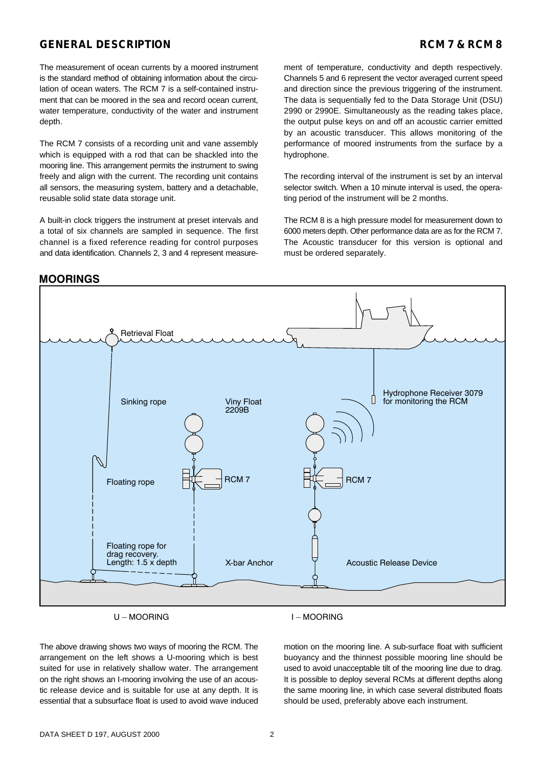## GENERAL DESCRIPTION

The measurement of ocean currents by a moored instrument is the standard method of obtaining information about the circulation of ocean waters. The RCM 7 is a self-contained instrument that can be moored in the sea and record ocean current, water temperature, conductivity of the water and instrument depth.

The RCM 7 consists of a recording unit and vane assembly which is equipped with a rod that can be shackled into the mooring line. This arrangement permits the instrument to swing freely and align with the current. The recording unit contains all sensors, the measuring system, battery and a detachable, reusable solid state data storage unit.

A built-in clock triggers the instrument at preset intervals and a total of six channels are sampled in sequence. The first channel is a fixed reference reading for control purposes and data identification. Channels 2, 3 and 4 represent measurement of temperature, conductivity and depth respectively. Channels 5 and 6 represent the vector averaged current speed and direction since the previous triggering of the instrument. The data is sequentially fed to the Data Storage Unit (DSU) 2990 or 2990E. Simultaneously as the reading takes place, the output pulse keys on and off an acoustic carrier emitted by an acoustic transducer. This allows monitoring of the performance of moored instruments from the surface by a hydrophone.

The recording interval of the instrument is set by an interval selector switch. When a 10 minute interval is used, the operating period of the instrument will be 2 months.

The RCM 8 is a high pressure model for measurement down to 6000 meters depth. Other performance data are as for the RCM 7. The Acoustic transducer for this version is optional and must be ordered separately.

## MOORINGS

Retrieval Float

Sinking rope

Viny Float 2209B

Hydrophone Receiver 3079 for monitoring the RCM

Floating rope

RCM 7

RCM 7

Floating rope for drag recovery. Length: 1.5 x depth

X-bar Anchor

Acoustic Release Device

U – MOORING

I – MOORING

The above drawing shows two ways of mooring the RCM. The arrangement on the left shows a U-mooring which is best suited for use in relatively shallow water. The arrangement on the right shows an I-mooring involving the use of an acoustic release device and is suitable for use at any depth. It is essential that a subsurface float is used to avoid wave induced motion on the mooring line. A sub-surface float with sufficient buoyancy and the thinnest possible mooring line should be used to avoid unacceptable tilt of the mooring line due to drag. It is possible to deploy several RCMs at different depths along the same mooring line, in which case several distributed floats should be used, preferably above each instrument.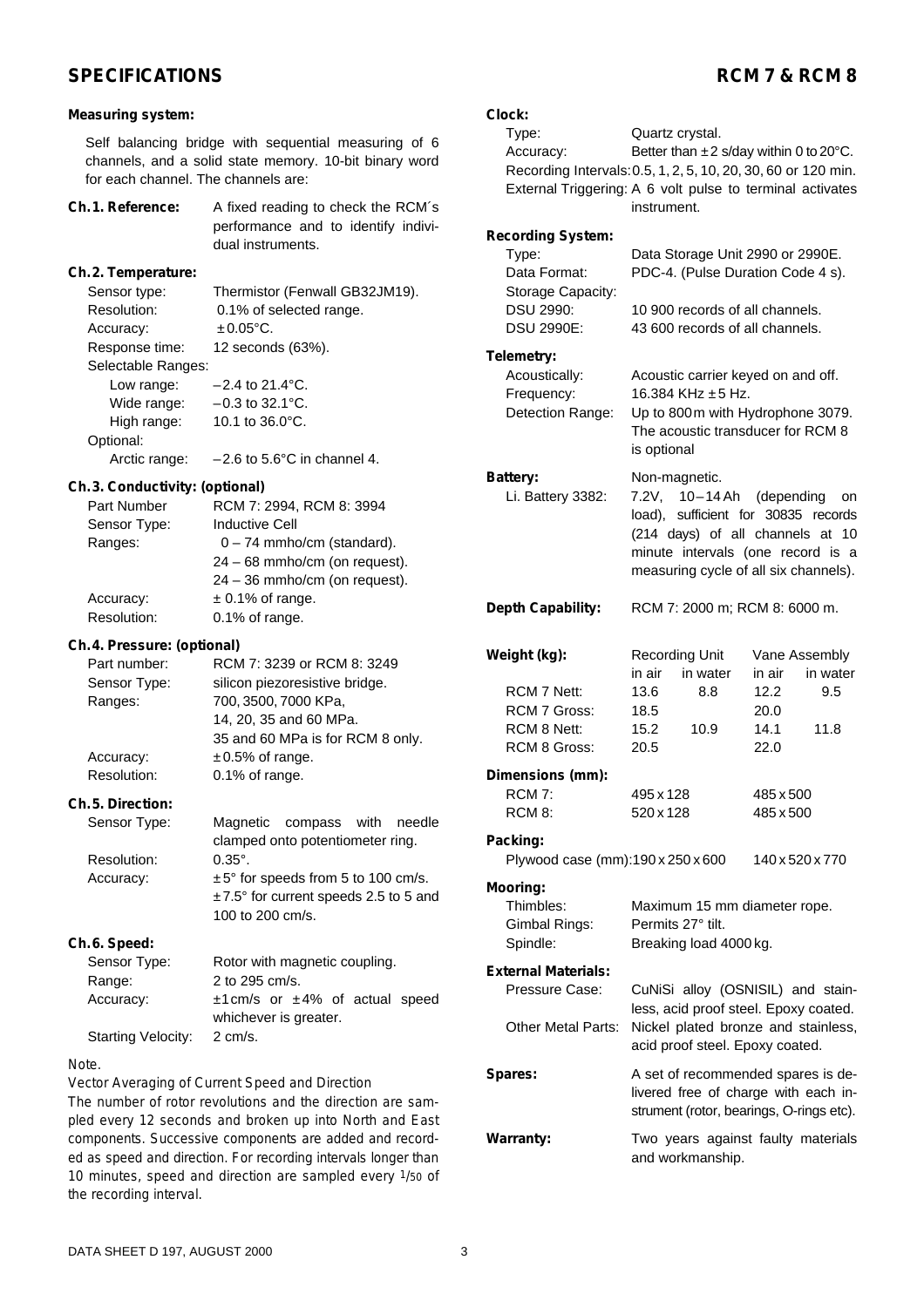# SPECIFICATIONS — RCM 7 & RCM 8

**Measuring system:**

Self balancing bridge with sequential measuring of 6 channels, and a solid state memory. 10-bit binary word for each channel. The channels are:

**Ch.1. Reference:** A fixed reading to check the RCM´s performance and to identify individual instruments.

**Ch.2. Temperature:**

| | |
|---|---|
| Sensor type: | Thermistor (Fenwall GB32JM19). |
| Resolution: | 0.1% of selected range. |
| Accuracy: | ±0.05°C. |
| Response time: | 12 seconds (63%). |
| Selectable Ranges: | |
| Low range: | –2.4 to 21.4°C. |
| Wide range: | –0.3 to 32.1°C. |
| High range: | 10.1 to 36.0°C. |
| Optional: | |
| Arctic range: | –2.6 to 5.6°C in channel 4. |

**Ch.3. Conductivity: (optional)**

| | |
|---|---|
| Part Number | RCM 7: 2994, RCM 8: 3994 |
| Sensor Type: | Inductive Cell |
| Ranges: | 0 – 74 mmho/cm (standard).<br>24 – 68 mmho/cm (on request).<br>24 – 36 mmho/cm (on request). |
| Accuracy: | ± 0.1% of range. |
| Resolution: | 0.1% of range. |

**Ch.4. Pressure: (optional)**

| | |
|---|---|
| Part number: | RCM 7: 3239 or RCM 8: 3249 |
| Sensor Type: | silicon piezoresistive bridge. |
| Ranges: | 700, 3500, 7000 KPa,<br>14, 20, 35 and 60 MPa.<br>35 and 60 MPa is for RCM 8 only. |
| Accuracy: | ±0.5% of range. |
| Resolution: | 0.1% of range. |

**Ch.5. Direction:**

| | |
|---|---|
| Sensor Type: | Magnetic compass with needle clamped onto potentiometer ring. |
| Resolution: | 0.35°. |
| Accuracy: | ±5° for speeds from 5 to 100 cm/s.<br>±7.5° for current speeds 2.5 to 5 and 100 to 200 cm/s. |

**Ch.6. Speed:**

| | |
|---|---|
| Sensor Type: | Rotor with magnetic coupling. |
| Range: | 2 to 295 cm/s. |
| Accuracy: | ±1cm/s or ±4% of actual speed whichever is greater. |
| Starting Velocity: | 2 cm/s. |

*Note.*

*Vector Averaging of Current Speed and Direction*

The number of rotor revolutions and the direction are sampled every 12 seconds and broken up into North and East components. Successive components are added and recorded as speed and direction. For recording intervals longer than 10 minutes, speed and direction are sampled every 1/50 of the recording interval.

**Clock:**

| | |
|---|---|
| Type: | Quartz crystal. |
| Accuracy: | Better than ±2 s/day within 0 to 20°C. |
| Recording Intervals: | 0.5, 1, 2, 5, 10, 20, 30, 60 or 120 min. |
| External Triggering: | A 6 volt pulse to terminal activates instrument. |

**Recording System:**

| | |
|---|---|
| Type: | Data Storage Unit 2990 or 2990E. |
| Data Format: | PDC-4. (Pulse Duration Code 4 s). |
| Storage Capacity: | |
| DSU 2990: | 10 900 records of all channels. |
| DSU 2990E: | 43 600 records of all channels. |

**Telemetry:**

| | |
|---|---|
| Acoustically: | Acoustic carrier keyed on and off. |
| Frequency: | 16.384 KHz ±5 Hz. |
| Detection Range: | Up to 800 m with Hydrophone 3079. The acoustic transducer for RCM 8 is optional |

**Battery:** Non-magnetic.

Li. Battery 3382: 7.2V, 10–14 Ah (depending on load), sufficient for 30835 records (214 days) of all channels at 10 minute intervals (one record is a measuring cycle of all six channels).

**Depth Capability:** RCM 7: 2000 m; RCM 8: 6000 m.

**Weight (kg):**

| | Recording Unit in air | Recording Unit in water | Vane Assembly in air | Vane Assembly in water |
|---|---|---|---|---|
| RCM 7 Nett: | 13.6 | 8.8 | 12.2 | 9.5 |
| RCM 7 Gross: | 18.5 | | 20.0 | |
| RCM 8 Nett: | 15.2 | 10.9 | 14.1 | 11.8 |
| RCM 8 Gross: | 20.5 | | 22.0 | |

**Dimensions (mm):**

| | | |
|---|---|---|
| RCM 7: | 495 x 128 | 485 x 500 |
| RCM 8: | 520 x 128 | 485 x 500 |

**Packing:**

Plywood case (mm): 190 x 250 x 600 — 140 x 520 x 770

**Mooring:**

| | |
|---|---|
| Thimbles: | Maximum 15 mm diameter rope. |
| Gimbal Rings: | Permits 27° tilt. |
| Spindle: | Breaking load 4000 kg. |

**External Materials:**

| | |
|---|---|
| Pressure Case: | CuNiSi alloy (OSNISIL) and stainless, acid proof steel. Epoxy coated. |
| Other Metal Parts: | Nickel plated bronze and stainless, acid proof steel. Epoxy coated. |

**Spares:** A set of recommended spares is delivered free of charge with each instrument (rotor, bearings, O-rings etc).

**Warranty:** Two years against faulty materials and workmanship.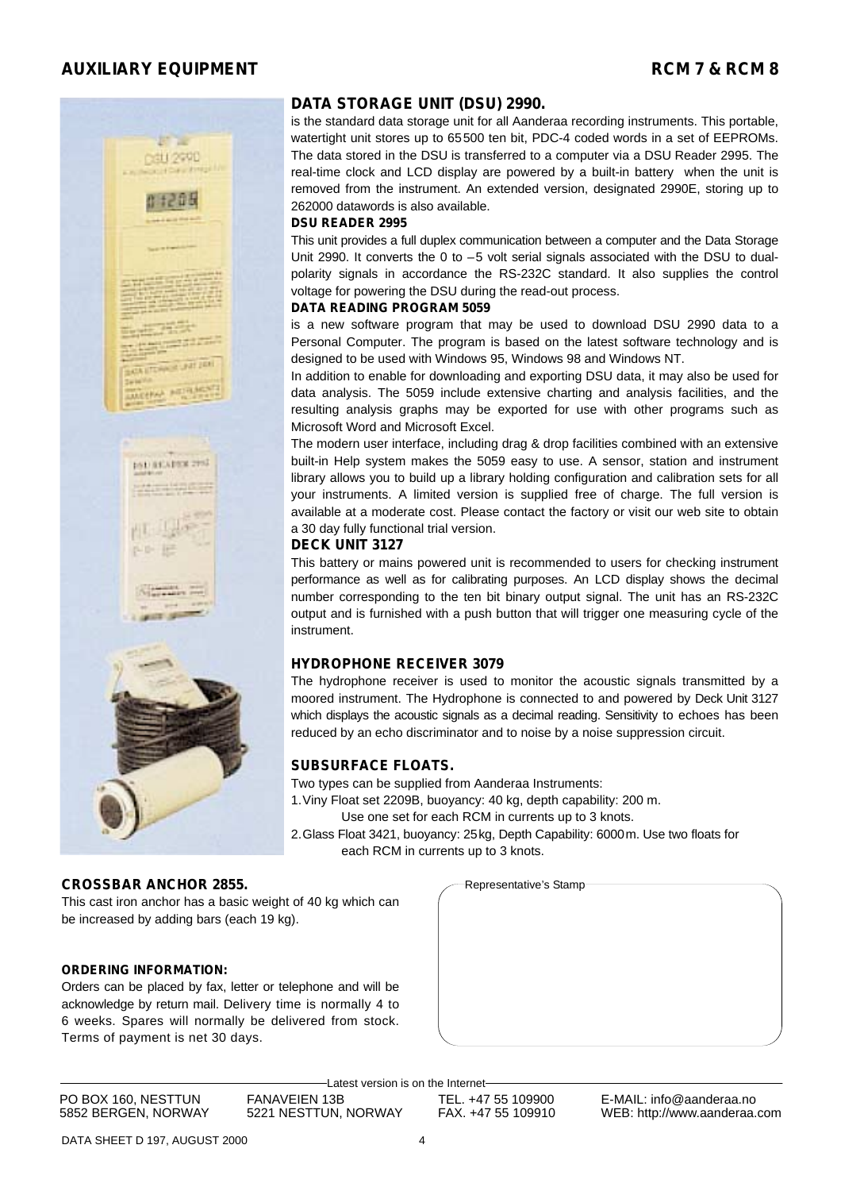## DATA STORAGE UNIT (DSU) 2990.

is the standard data storage unit for all Aanderaa recording instruments. This portable, watertight unit stores up to 65500 ten bit, PDC-4 coded words in a set of EEPROMs. The data stored in the DSU is transferred to a computer via a DSU Reader 2995. The real-time clock and LCD display are powered by a built-in battery when the unit is removed from the instrument. An extended version, designated 2990E, storing up to 262000 datawords is also available.

### DSU READER 2995

This unit provides a full duplex communication between a computer and the Data Storage Unit 2990. It converts the 0 to –5 volt serial signals associated with the DSU to dual-polarity signals in accordance the RS-232C standard. It also supplies the control voltage for powering the DSU during the read-out process.

### DATA READING PROGRAM 5059

is a new software program that may be used to download DSU 2990 data to a Personal Computer. The program is based on the latest software technology and is designed to be used with Windows 95, Windows 98 and Windows NT.

In addition to enable for downloading and exporting DSU data, it may also be used for data analysis. The 5059 include extensive charting and analysis facilities, and the resulting analysis graphs may be exported for use with other programs such as Microsoft Word and Microsoft Excel.

The modern user interface, including drag & drop facilities combined with an extensive built-in Help system makes the 5059 easy to use. A sensor, station and instrument library allows you to build up a library holding configuration and calibration sets for all your instruments. A limited version is supplied free of charge. The full version is available at a moderate cost. Please contact the factory or visit our web site to obtain a 30 day fully functional trial version.

### DECK UNIT 3127

This battery or mains powered unit is recommended to users for checking instrument performance as well as for calibrating purposes. An LCD display shows the decimal number corresponding to the ten bit binary output signal. The unit has an RS-232C output and is furnished with a push button that will trigger one measuring cycle of the instrument.

## HYDROPHONE RECEIVER 3079

The hydrophone receiver is used to monitor the acoustic signals transmitted by a moored instrument. The Hydrophone is connected to and powered by Deck Unit 3127 which displays the acoustic signals as a decimal reading. Sensitivity to echoes has been reduced by an echo discriminator and to noise by a noise suppression circuit.

## SUBSURFACE FLOATS.

Two types can be supplied from Aanderaa Instruments:

1. Viny Float set 2209B, buoyancy: 40 kg, depth capability: 200 m.
   Use one set for each RCM in currents up to 3 knots.
2. Glass Float 3421, buoyancy: 25 kg, Depth Capability: 6000 m. Use two floats for each RCM in currents up to 3 knots.

## CROSSBAR ANCHOR 2855.

This cast iron anchor has a basic weight of 40 kg which can be increased by adding bars (each 19 kg).

### ORDERING INFORMATION:

Orders can be placed by fax, letter or telephone and will be acknowledge by return mail. Delivery time is normally 4 to 6 weeks. Spares will normally be delivered from stock. Terms of payment is net 30 days.

Representative's Stamp

Latest version is on the Internet

PO BOX 160, NESTTUN
5852 BERGEN, NORWAY

FANAVEIEN 13B
5221 NESTTUN, NORWAY

TEL. +47 55 109900
FAX. +47 55 109910

E-MAIL: info@aanderaa.no
WEB: http://www.aanderaa.com

DATA SHEET D 197, AUGUST 2000